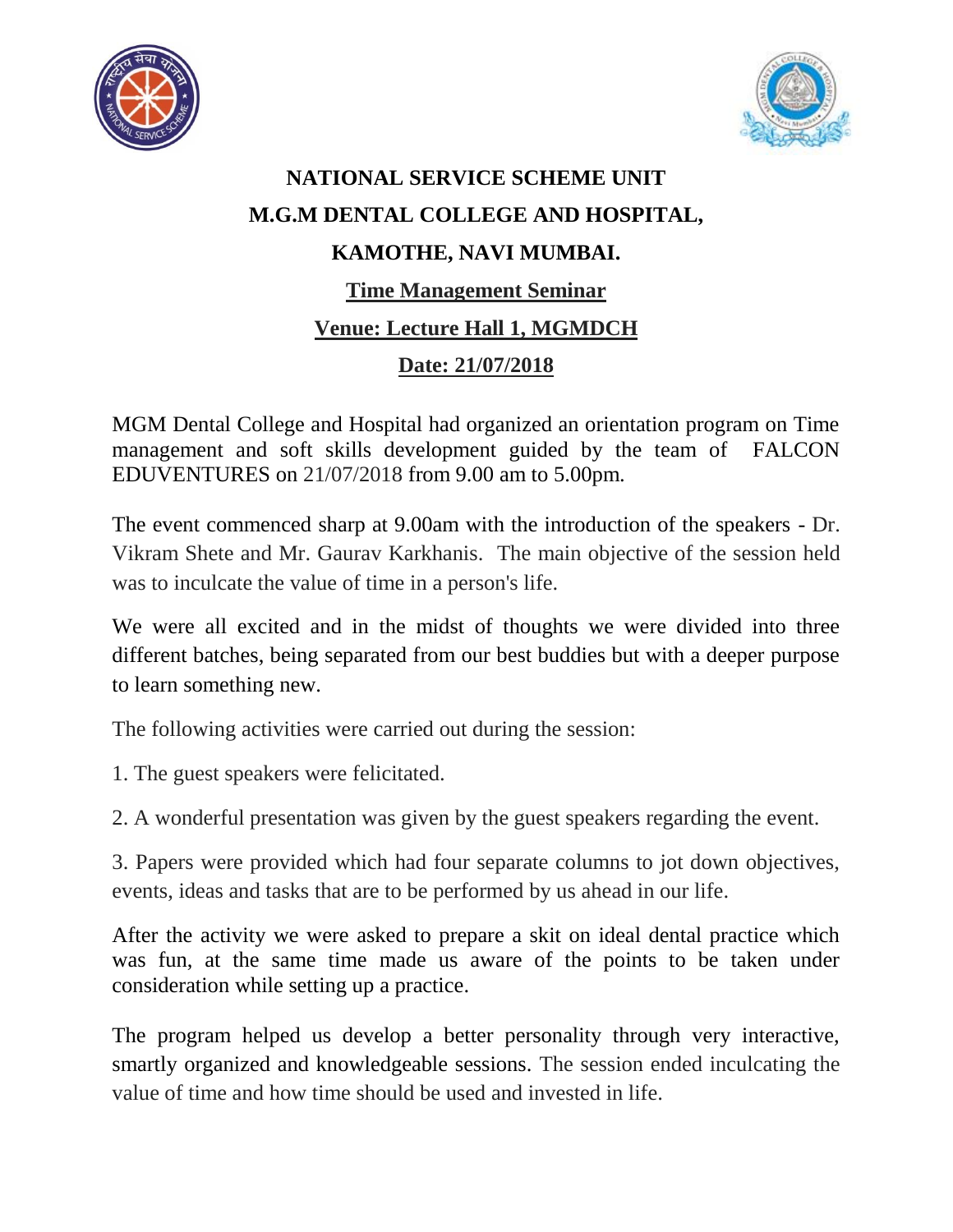# NATIONAL SERVICE SCHEME UNIT

# M.G.M DENTAL COLLEGE AND HOSPITAL,

# KAMOTHE, NAVI MUMBAI.

## Time Management Seminar

## Venue: Lecture Hall 1, MGMDCH

## Date: 21/07/2018

MGM Dental College and Hospital had organized an orientation program on Time management and soft skills development guided by the team of FALCON EDUVENTURES on 21/07/2018 from 9.00 am to 5.00pm.

The event commenced sharp at 9.00am with the introduction of the speakers - Dr. Vikram Shete and Mr. Gaurav Karkhanis. The main objective of the session held was to inculcate the value of time in a person's life.

We were all excited and in the midst of thoughts we were divided into three different batches, being separated from our best buddies but with a deeper purpose to learn something new.

The following activities were carried out during the session:

1. The guest speakers were felicitated.

2. A wonderful presentation was given by the guest speakers regarding the event.

3. Papers were provided which had four separate columns to jot down objectives, events, ideas and tasks that are to be performed by us ahead in our life.

After the activity we were asked to prepare a skit on ideal dental practice which was fun, at the same time made us aware of the points to be taken under consideration while setting up a practice.

The program helped us develop a better personality through very interactive, smartly organized and knowledgeable sessions. The session ended inculcating the value of time and how time should be used and invested in life.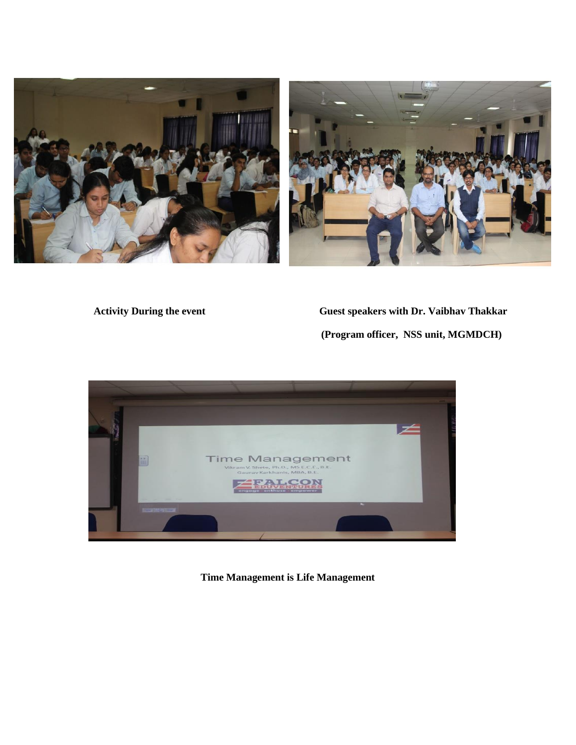**Activity During the event**

**Guest speakers with Dr. Vaibhav Thakkar**

**(Program officer, NSS unit, MGMDCH)**

**Time Management is Life Management**